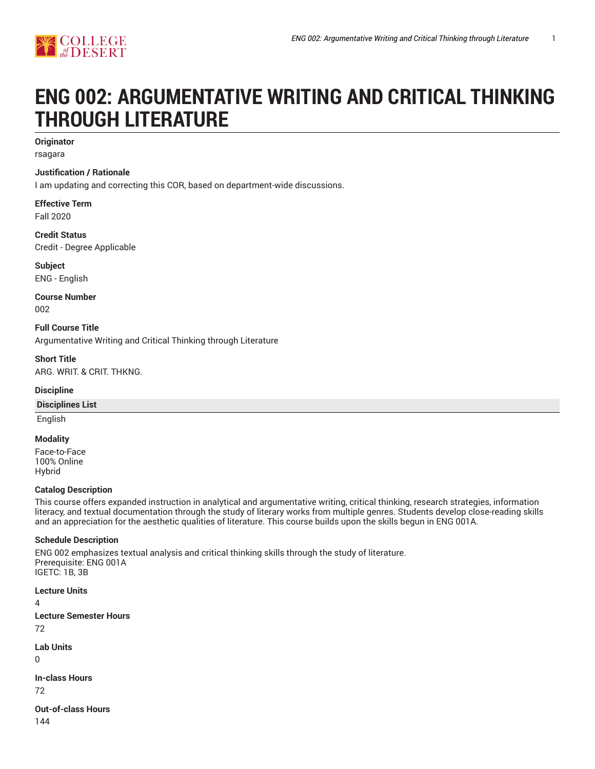# ENG 002: ARGUMENTATIVE WRITING AND CRITICAL THINKING THROUGH LITERATURE

**Originator**
rsagara

**Justification / Rationale**
I am updating and correcting this COR, based on department-wide discussions.

**Effective Term**
Fall 2020

**Credit Status**
Credit - Degree Applicable

**Subject**
ENG - English

**Course Number**
002

**Full Course Title**
Argumentative Writing and Critical Thinking through Literature

**Short Title**
ARG. WRIT. & CRIT. THKNG.

**Discipline**

| Disciplines List |
|---|
| English |

**Modality**
Face-to-Face
100% Online
Hybrid

**Catalog Description**
This course offers expanded instruction in analytical and argumentative writing, critical thinking, research strategies, information literacy, and textual documentation through the study of literary works from multiple genres. Students develop close-reading skills and an appreciation for the aesthetic qualities of literature. This course builds upon the skills begun in ENG 001A.

**Schedule Description**
ENG 002 emphasizes textual analysis and critical thinking skills through the study of literature.
Prerequisite: ENG 001A
IGETC: 1B, 3B

**Lecture Units**
4

**Lecture Semester Hours**
72

**Lab Units**
0

**In-class Hours**
72

**Out-of-class Hours**
144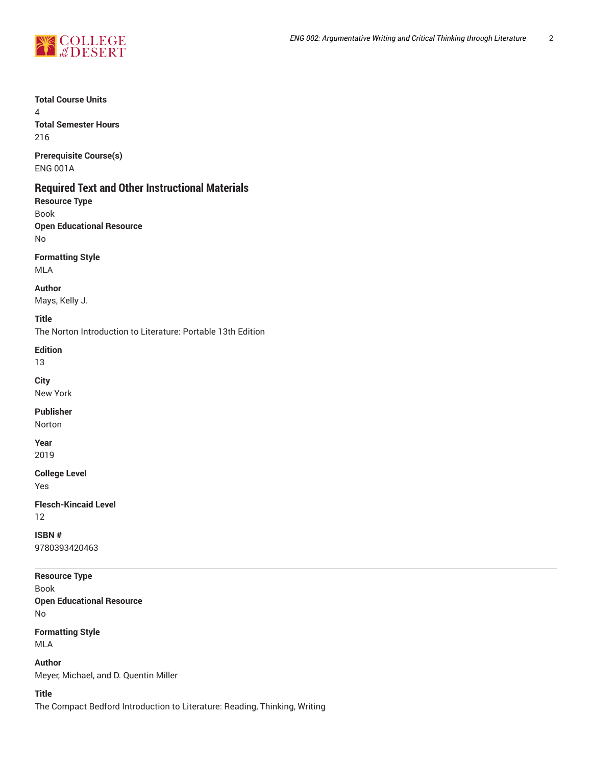**Total Course Units**
4
**Total Semester Hours**
216

**Prerequisite Course(s)**
ENG 001A

## Required Text and Other Instructional Materials

**Resource Type**
Book
**Open Educational Resource**
No

**Formatting Style**
MLA

**Author**
Mays, Kelly J.

**Title**
The Norton Introduction to Literature: Portable 13th Edition

**Edition**
13

**City**
New York

**Publisher**
Norton

**Year**
2019

**College Level**
Yes

**Flesch-Kincaid Level**
12

**ISBN #**
9780393420463

---

**Resource Type**
Book
**Open Educational Resource**
No

**Formatting Style**
MLA

**Author**
Meyer, Michael, and D. Quentin Miller

**Title**
The Compact Bedford Introduction to Literature: Reading, Thinking, Writing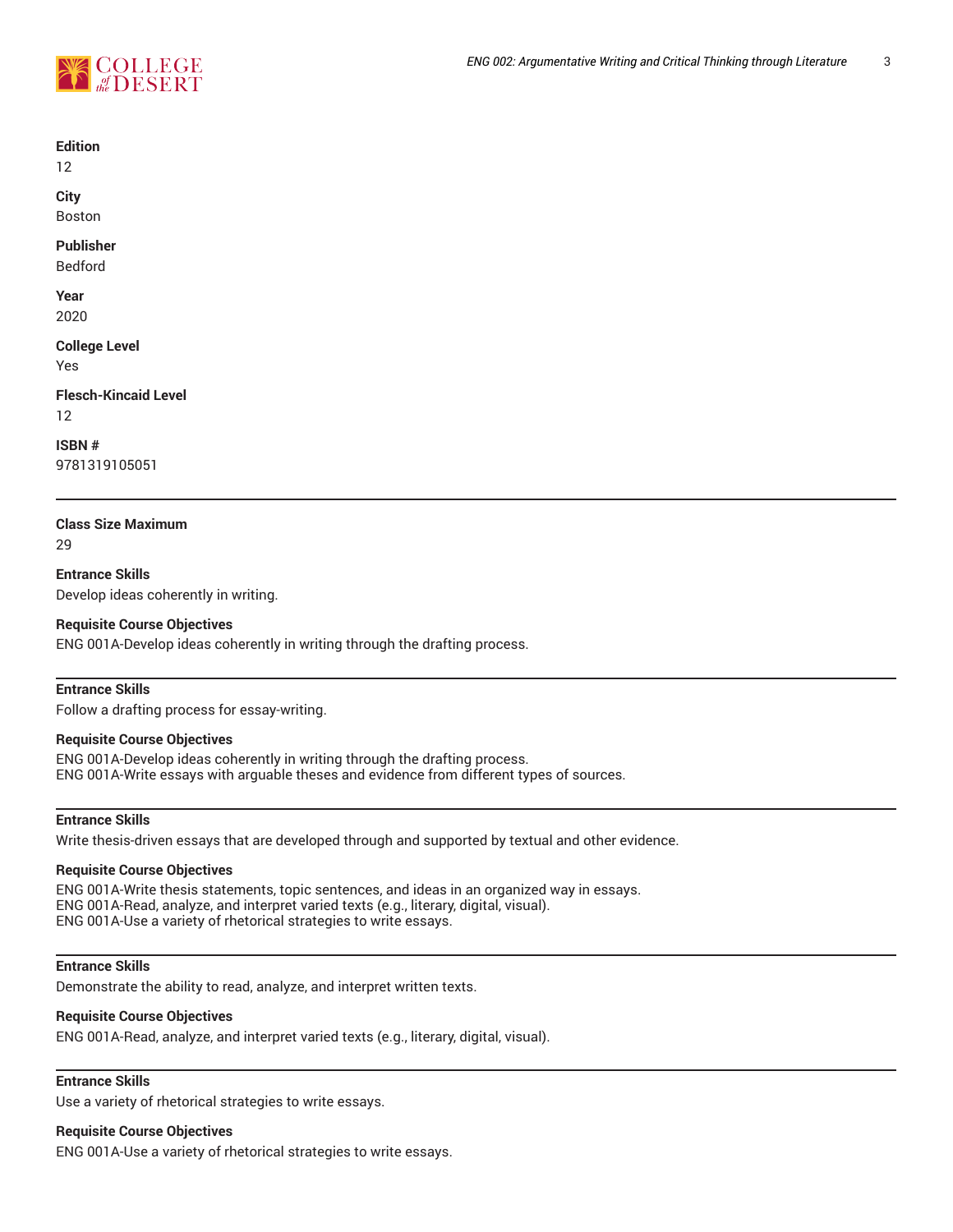**Edition**
12

**City**
Boston

**Publisher**
Bedford

**Year**
2020

**College Level**
Yes

**Flesch-Kincaid Level**
12

**ISBN #**
9781319105051

---

**Class Size Maximum**
29

**Entrance Skills**
Develop ideas coherently in writing.

**Requisite Course Objectives**
ENG 001A-Develop ideas coherently in writing through the drafting process.

---

**Entrance Skills**
Follow a drafting process for essay-writing.

**Requisite Course Objectives**
ENG 001A-Develop ideas coherently in writing through the drafting process.
ENG 001A-Write essays with arguable theses and evidence from different types of sources.

---

**Entrance Skills**
Write thesis-driven essays that are developed through and supported by textual and other evidence.

**Requisite Course Objectives**
ENG 001A-Write thesis statements, topic sentences, and ideas in an organized way in essays.
ENG 001A-Read, analyze, and interpret varied texts (e.g., literary, digital, visual).
ENG 001A-Use a variety of rhetorical strategies to write essays.

---

**Entrance Skills**
Demonstrate the ability to read, analyze, and interpret written texts.

**Requisite Course Objectives**
ENG 001A-Read, analyze, and interpret varied texts (e.g., literary, digital, visual).

---

**Entrance Skills**
Use a variety of rhetorical strategies to write essays.

**Requisite Course Objectives**
ENG 001A-Use a variety of rhetorical strategies to write essays.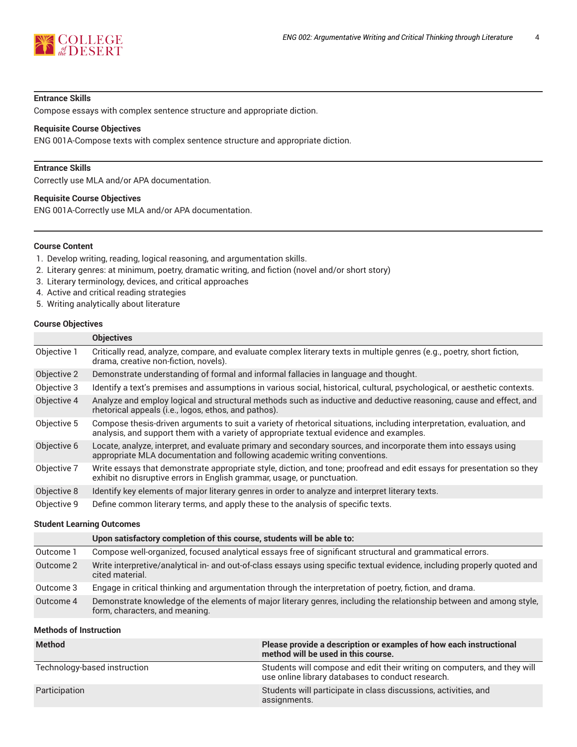#### Entrance Skills

Compose essays with complex sentence structure and appropriate diction.

#### Requisite Course Objectives

ENG 001A-Compose texts with complex sentence structure and appropriate diction.

---

#### Entrance Skills

Correctly use MLA and/or APA documentation.

#### Requisite Course Objectives

ENG 001A-Correctly use MLA and/or APA documentation.

---

#### Course Content

1. Develop writing, reading, logical reasoning, and argumentation skills.
2. Literary genres: at minimum, poetry, dramatic writing, and fiction (novel and/or short story)
3. Literary terminology, devices, and critical approaches
4. Active and critical reading strategies
5. Writing analytically about literature

#### Course Objectives

| | Objectives |
|---|---|
| Objective 1 | Critically read, analyze, compare, and evaluate complex literary texts in multiple genres (e.g., poetry, short fiction, drama, creative non-fiction, novels). |
| Objective 2 | Demonstrate understanding of formal and informal fallacies in language and thought. |
| Objective 3 | Identify a text's premises and assumptions in various social, historical, cultural, psychological, or aesthetic contexts. |
| Objective 4 | Analyze and employ logical and structural methods such as inductive and deductive reasoning, cause and effect, and rhetorical appeals (i.e., logos, ethos, and pathos). |
| Objective 5 | Compose thesis-driven arguments to suit a variety of rhetorical situations, including interpretation, evaluation, and analysis, and support them with a variety of appropriate textual evidence and examples. |
| Objective 6 | Locate, analyze, interpret, and evaluate primary and secondary sources, and incorporate them into essays using appropriate MLA documentation and following academic writing conventions. |
| Objective 7 | Write essays that demonstrate appropriate style, diction, and tone; proofread and edit essays for presentation so they exhibit no disruptive errors in English grammar, usage, or punctuation. |
| Objective 8 | Identify key elements of major literary genres in order to analyze and interpret literary texts. |
| Objective 9 | Define common literary terms, and apply these to the analysis of specific texts. |

#### Student Learning Outcomes

| | Upon satisfactory completion of this course, students will be able to: |
|---|---|
| Outcome 1 | Compose well-organized, focused analytical essays free of significant structural and grammatical errors. |
| Outcome 2 | Write interpretive/analytical in- and out-of-class essays using specific textual evidence, including properly quoted and cited material. |
| Outcome 3 | Engage in critical thinking and argumentation through the interpretation of poetry, fiction, and drama. |
| Outcome 4 | Demonstrate knowledge of the elements of major literary genres, including the relationship between and among style, form, characters, and meaning. |

#### Methods of Instruction

| Method | Please provide a description or examples of how each instructional method will be used in this course. |
|---|---|
| Technology-based instruction | Students will compose and edit their writing on computers, and they will use online library databases to conduct research. |
| Participation | Students will participate in class discussions, activities, and assignments. |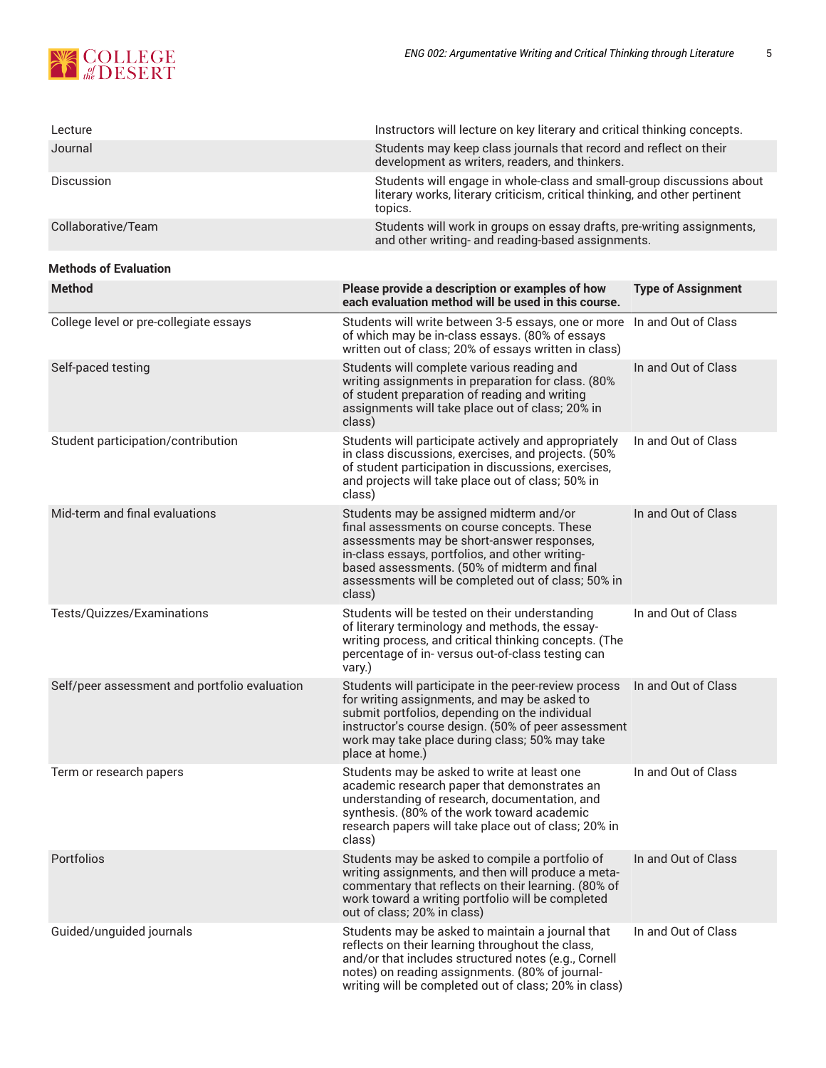| | |
|---|---|
| Lecture | Instructors will lecture on key literary and critical thinking concepts. |
| Journal | Students may keep class journals that record and reflect on their development as writers, readers, and thinkers. |
| Discussion | Students will engage in whole-class and small-group discussions about literary works, literary criticism, critical thinking, and other pertinent topics. |
| Collaborative/Team | Students will work in groups on essay drafts, pre-writing assignments, and other writing- and reading-based assignments. |

**Methods of Evaluation**

| Method | Please provide a description or examples of how each evaluation method will be used in this course. | Type of Assignment |
|---|---|---|
| College level or pre-collegiate essays | Students will write between 3-5 essays, one or more of which may be in-class essays. (80% of essays written out of class; 20% of essays written in class) | In and Out of Class |
| Self-paced testing | Students will complete various reading and writing assignments in preparation for class. (80% of student preparation of reading and writing assignments will take place out of class; 20% in class) | In and Out of Class |
| Student participation/contribution | Students will participate actively and appropriately in class discussions, exercises, and projects. (50% of student participation in discussions, exercises, and projects will take place out of class; 50% in class) | In and Out of Class |
| Mid-term and final evaluations | Students may be assigned midterm and/or final assessments on course concepts. These assessments may be short-answer responses, in-class essays, portfolios, and other writing-based assessments. (50% of midterm and final assessments will be completed out of class; 50% in class) | In and Out of Class |
| Tests/Quizzes/Examinations | Students will be tested on their understanding of literary terminology and methods, the essay-writing process, and critical thinking concepts. (The percentage of in- versus out-of-class testing can vary.) | In and Out of Class |
| Self/peer assessment and portfolio evaluation | Students will participate in the peer-review process for writing assignments, and may be asked to submit portfolios, depending on the individual instructor's course design. (50% of peer assessment work may take place during class; 50% may take place at home.) | In and Out of Class |
| Term or research papers | Students may be asked to write at least one academic research paper that demonstrates an understanding of research, documentation, and synthesis. (80% of the work toward academic research papers will take place out of class; 20% in class) | In and Out of Class |
| Portfolios | Students may be asked to compile a portfolio of writing assignments, and then will produce a meta-commentary that reflects on their learning. (80% of work toward a writing portfolio will be completed out of class; 20% in class) | In and Out of Class |
| Guided/unguided journals | Students may be asked to maintain a journal that reflects on their learning throughout the class, and/or that includes structured notes (e.g., Cornell notes) on reading assignments. (80% of journal-writing will be completed out of class; 20% in class) | In and Out of Class |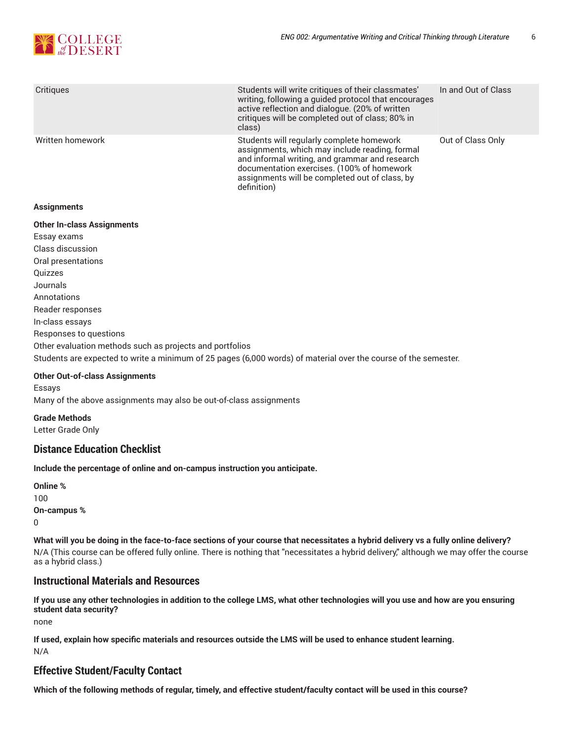| Critiques | Students will write critiques of their classmates' writing, following a guided protocol that encourages active reflection and dialogue. (20% of written critiques will be completed out of class; 80% in class) | In and Out of Class |
| --- | --- | --- |
| Written homework | Students will regularly complete homework assignments, which may include reading, formal and informal writing, and grammar and research documentation exercises. (100% of homework assignments will be completed out of class, by definition) | Out of Class Only |

**Assignments**

**Other In-class Assignments**

Essay exams
Class discussion
Oral presentations
Quizzes
Journals
Annotations
Reader responses
In-class essays
Responses to questions
Other evaluation methods such as projects and portfolios
Students are expected to write a minimum of 25 pages (6,000 words) of material over the course of the semester.

**Other Out-of-class Assignments**

Essays
Many of the above assignments may also be out-of-class assignments

**Grade Methods**

Letter Grade Only

## Distance Education Checklist

**Include the percentage of online and on-campus instruction you anticipate.**

**Online %**

100

**On-campus %**

0

**What will you be doing in the face-to-face sections of your course that necessitates a hybrid delivery vs a fully online delivery?**

N/A (This course can be offered fully online. There is nothing that "necessitates a hybrid delivery," although we may offer the course as a hybrid class.)

## Instructional Materials and Resources

**If you use any other technologies in addition to the college LMS, what other technologies will you use and how are you ensuring student data security?**

none

**If used, explain how specific materials and resources outside the LMS will be used to enhance student learning.**

N/A

## Effective Student/Faculty Contact

**Which of the following methods of regular, timely, and effective student/faculty contact will be used in this course?**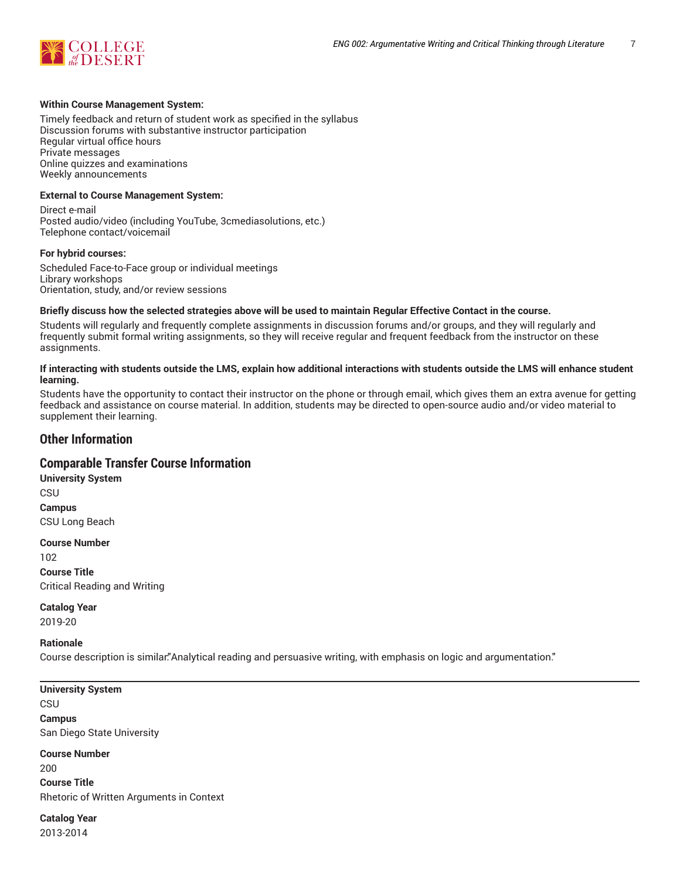**Within Course Management System:**

Timely feedback and return of student work as specified in the syllabus
Discussion forums with substantive instructor participation
Regular virtual office hours
Private messages
Online quizzes and examinations
Weekly announcements

**External to Course Management System:**

Direct e-mail
Posted audio/video (including YouTube, 3cmediasolutions, etc.)
Telephone contact/voicemail

**For hybrid courses:**

Scheduled Face-to-Face group or individual meetings
Library workshops
Orientation, study, and/or review sessions

**Briefly discuss how the selected strategies above will be used to maintain Regular Effective Contact in the course.**

Students will regularly and frequently complete assignments in discussion forums and/or groups, and they will regularly and frequently submit formal writing assignments, so they will receive regular and frequent feedback from the instructor on these assignments.

**If interacting with students outside the LMS, explain how additional interactions with students outside the LMS will enhance student learning.**

Students have the opportunity to contact their instructor on the phone or through email, which gives them an extra avenue for getting feedback and assistance on course material. In addition, students may be directed to open-source audio and/or video material to supplement their learning.

## Other Information

## Comparable Transfer Course Information

**University System**

CSU

**Campus**

CSU Long Beach

**Course Number**

102

**Course Title**

Critical Reading and Writing

**Catalog Year**

2019-20

**Rationale**

Course description is similar."Analytical reading and persuasive writing, with emphasis on logic and argumentation."

---

**University System**

CSU

**Campus**

San Diego State University

**Course Number**

200

**Course Title**

Rhetoric of Written Arguments in Context

**Catalog Year**

2013-2014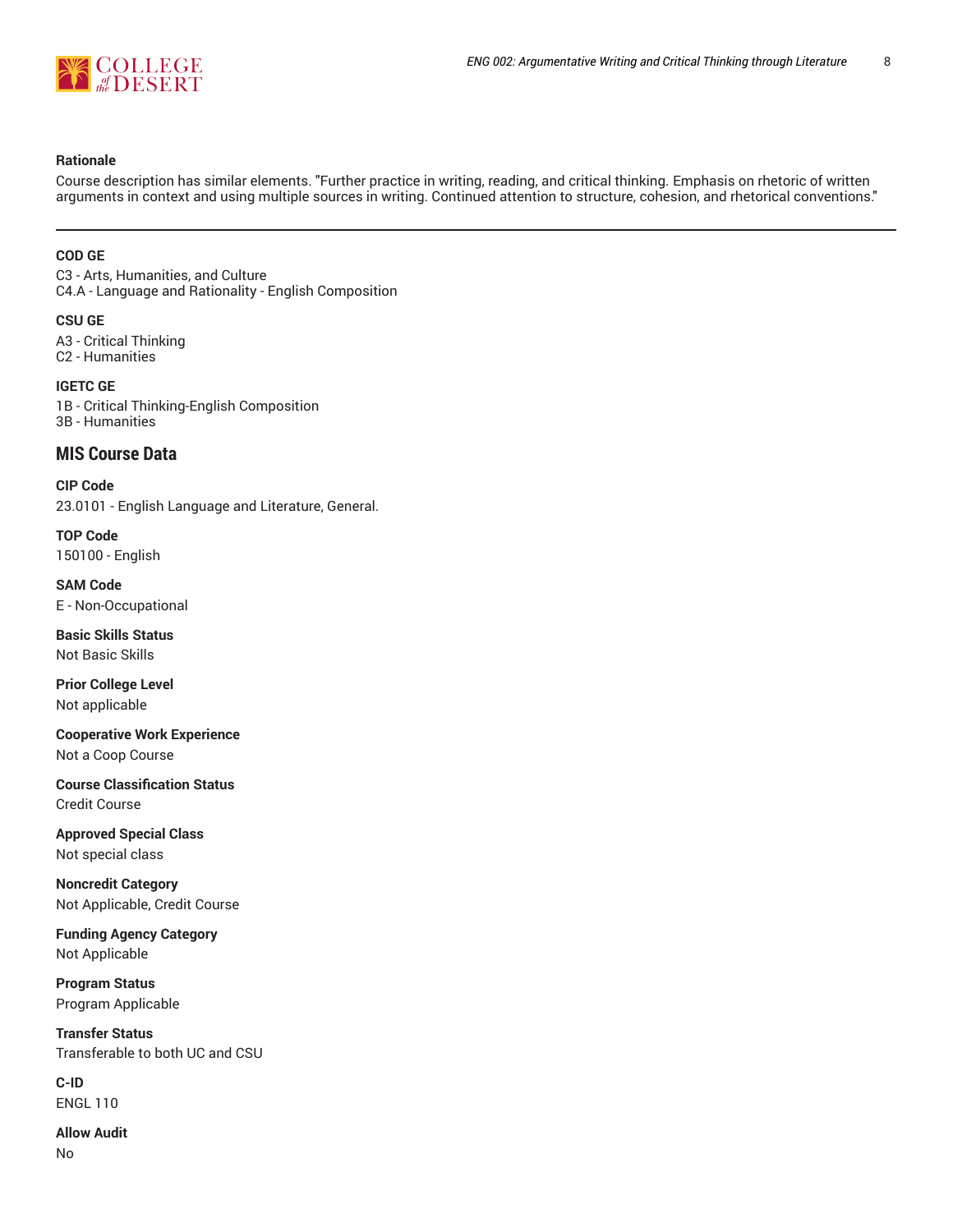**Rationale**

Course description has similar elements. "Further practice in writing, reading, and critical thinking. Emphasis on rhetoric of written arguments in context and using multiple sources in writing. Continued attention to structure, cohesion, and rhetorical conventions."

---

**COD GE**

C3 - Arts, Humanities, and Culture
C4.A - Language and Rationality - English Composition

**CSU GE**

A3 - Critical Thinking
C2 - Humanities

**IGETC GE**

1B - Critical Thinking-English Composition
3B - Humanities

## MIS Course Data

**CIP Code**
23.0101 - English Language and Literature, General.

**TOP Code**
150100 - English

**SAM Code**
E - Non-Occupational

**Basic Skills Status**
Not Basic Skills

**Prior College Level**
Not applicable

**Cooperative Work Experience**
Not a Coop Course

**Course Classification Status**
Credit Course

**Approved Special Class**
Not special class

**Noncredit Category**
Not Applicable, Credit Course

**Funding Agency Category**
Not Applicable

**Program Status**
Program Applicable

**Transfer Status**
Transferable to both UC and CSU

**C-ID**
ENGL 110

**Allow Audit**
No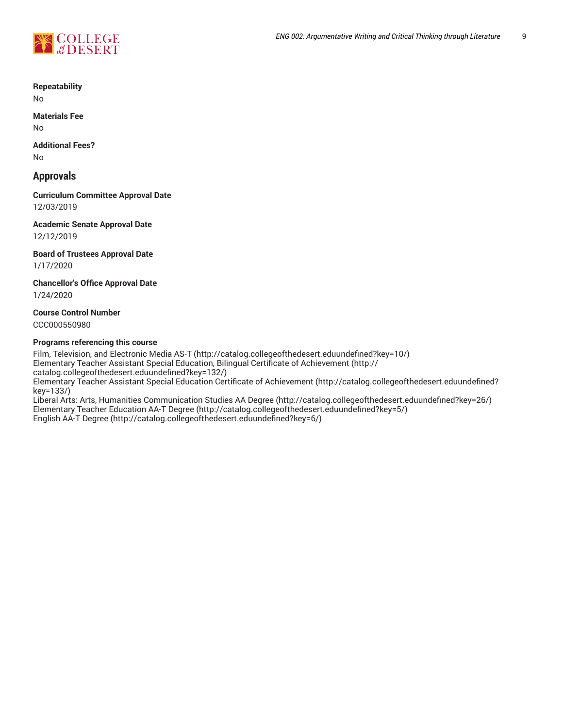**Repeatability**

No

**Materials Fee**

No

**Additional Fees?**

No

## Approvals

**Curriculum Committee Approval Date**

12/03/2019

**Academic Senate Approval Date**

12/12/2019

**Board of Trustees Approval Date**

1/17/2020

**Chancellor's Office Approval Date**

1/24/2020

**Course Control Number**

CCC000550980

**Programs referencing this course**

Film, Television, and Electronic Media AS-T (http://catalog.collegeofthedesert.eduundefined?key=10/)
Elementary Teacher Assistant Special Education, Bilingual Certificate of Achievement (http://catalog.collegeofthedesert.eduundefined?key=132/)
Elementary Teacher Assistant Special Education Certificate of Achievement (http://catalog.collegeofthedesert.eduundefined?key=133/)
Liberal Arts: Arts, Humanities Communication Studies AA Degree (http://catalog.collegeofthedesert.eduundefined?key=26/)
Elementary Teacher Education AA-T Degree (http://catalog.collegeofthedesert.eduundefined?key=5/)
English AA-T Degree (http://catalog.collegeofthedesert.eduundefined?key=6/)